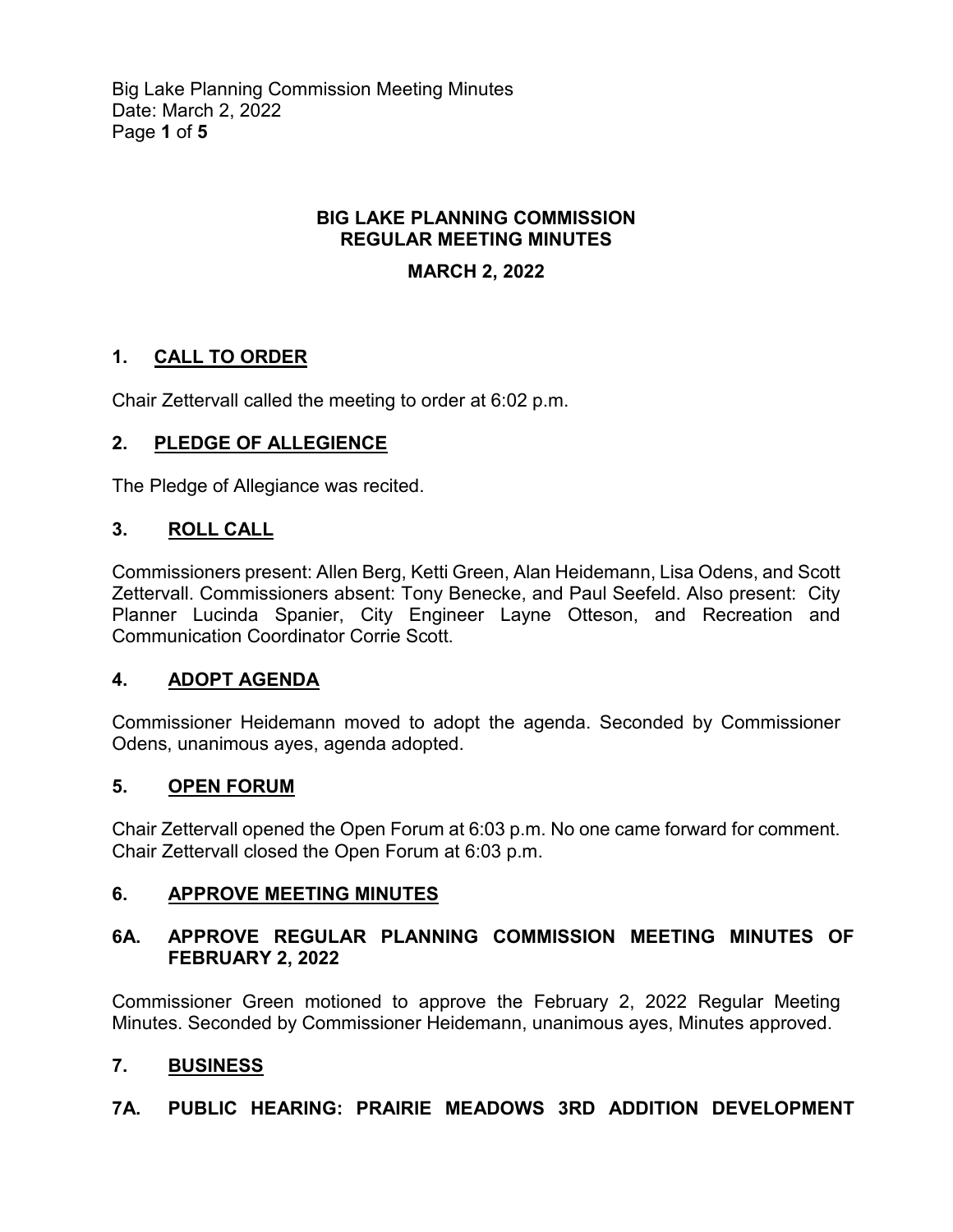**BIG LAKE PLANNING COMMISSION**
**REGULAR MEETING MINUTES**

**MARCH 2, 2022**

## 1. CALL TO ORDER

Chair Zettervall called the meeting to order at 6:02 p.m.

## 2. PLEDGE OF ALLEGIENCE

The Pledge of Allegiance was recited.

## 3. ROLL CALL

Commissioners present: Allen Berg, Ketti Green, Alan Heidemann, Lisa Odens, and Scott Zettervall. Commissioners absent: Tony Benecke, and Paul Seefeld. Also present: City Planner Lucinda Spanier, City Engineer Layne Otteson, and Recreation and Communication Coordinator Corrie Scott.

## 4. ADOPT AGENDA

Commissioner Heidemann moved to adopt the agenda. Seconded by Commissioner Odens, unanimous ayes, agenda adopted.

## 5. OPEN FORUM

Chair Zettervall opened the Open Forum at 6:03 p.m. No one came forward for comment. Chair Zettervall closed the Open Forum at 6:03 p.m.

## 6. APPROVE MEETING MINUTES

### 6A. APPROVE REGULAR PLANNING COMMISSION MEETING MINUTES OF FEBRUARY 2, 2022

Commissioner Green motioned to approve the February 2, 2022 Regular Meeting Minutes. Seconded by Commissioner Heidemann, unanimous ayes, Minutes approved.

## 7. BUSINESS

### 7A. PUBLIC HEARING: PRAIRIE MEADOWS 3RD ADDITION DEVELOPMENT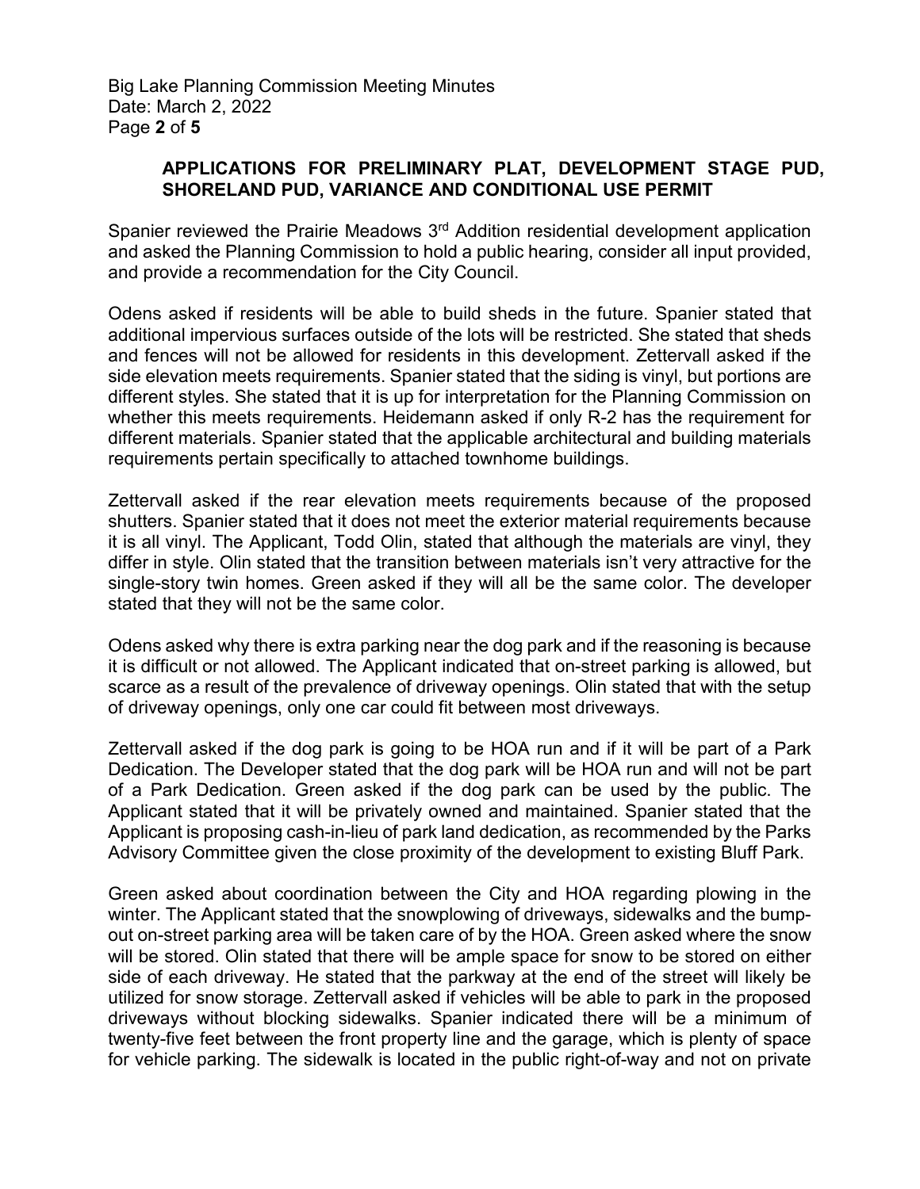### APPLICATIONS FOR PRELIMINARY PLAT, DEVELOPMENT STAGE PUD, SHORELAND PUD, VARIANCE AND CONDITIONAL USE PERMIT

Spanier reviewed the Prairie Meadows 3rd Addition residential development application and asked the Planning Commission to hold a public hearing, consider all input provided, and provide a recommendation for the City Council.

Odens asked if residents will be able to build sheds in the future. Spanier stated that additional impervious surfaces outside of the lots will be restricted. She stated that sheds and fences will not be allowed for residents in this development. Zettervall asked if the side elevation meets requirements. Spanier stated that the siding is vinyl, but portions are different styles. She stated that it is up for interpretation for the Planning Commission on whether this meets requirements. Heidemann asked if only R-2 has the requirement for different materials. Spanier stated that the applicable architectural and building materials requirements pertain specifically to attached townhome buildings.

Zettervall asked if the rear elevation meets requirements because of the proposed shutters. Spanier stated that it does not meet the exterior material requirements because it is all vinyl. The Applicant, Todd Olin, stated that although the materials are vinyl, they differ in style. Olin stated that the transition between materials isn't very attractive for the single-story twin homes. Green asked if they will all be the same color. The developer stated that they will not be the same color.

Odens asked why there is extra parking near the dog park and if the reasoning is because it is difficult or not allowed. The Applicant indicated that on-street parking is allowed, but scarce as a result of the prevalence of driveway openings. Olin stated that with the setup of driveway openings, only one car could fit between most driveways.

Zettervall asked if the dog park is going to be HOA run and if it will be part of a Park Dedication. The Developer stated that the dog park will be HOA run and will not be part of a Park Dedication. Green asked if the dog park can be used by the public. The Applicant stated that it will be privately owned and maintained. Spanier stated that the Applicant is proposing cash-in-lieu of park land dedication, as recommended by the Parks Advisory Committee given the close proximity of the development to existing Bluff Park.

Green asked about coordination between the City and HOA regarding plowing in the winter. The Applicant stated that the snowplowing of driveways, sidewalks and the bump-out on-street parking area will be taken care of by the HOA. Green asked where the snow will be stored. Olin stated that there will be ample space for snow to be stored on either side of each driveway. He stated that the parkway at the end of the street will likely be utilized for snow storage. Zettervall asked if vehicles will be able to park in the proposed driveways without blocking sidewalks. Spanier indicated there will be a minimum of twenty-five feet between the front property line and the garage, which is plenty of space for vehicle parking. The sidewalk is located in the public right-of-way and not on private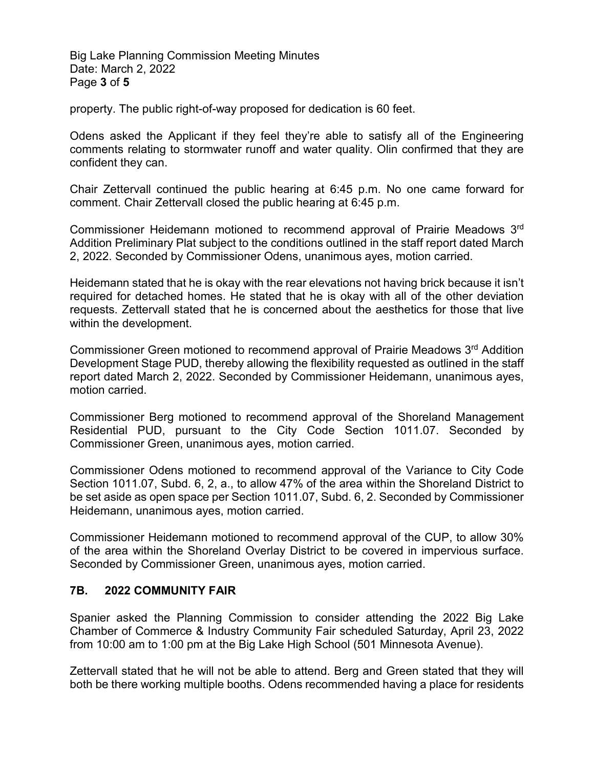property. The public right-of-way proposed for dedication is 60 feet.

Odens asked the Applicant if they feel they're able to satisfy all of the Engineering comments relating to stormwater runoff and water quality. Olin confirmed that they are confident they can.

Chair Zettervall continued the public hearing at 6:45 p.m. No one came forward for comment. Chair Zettervall closed the public hearing at 6:45 p.m.

Commissioner Heidemann motioned to recommend approval of Prairie Meadows 3rd Addition Preliminary Plat subject to the conditions outlined in the staff report dated March 2, 2022. Seconded by Commissioner Odens, unanimous ayes, motion carried.

Heidemann stated that he is okay with the rear elevations not having brick because it isn't required for detached homes. He stated that he is okay with all of the other deviation requests. Zettervall stated that he is concerned about the aesthetics for those that live within the development.

Commissioner Green motioned to recommend approval of Prairie Meadows 3rd Addition Development Stage PUD, thereby allowing the flexibility requested as outlined in the staff report dated March 2, 2022. Seconded by Commissioner Heidemann, unanimous ayes, motion carried.

Commissioner Berg motioned to recommend approval of the Shoreland Management Residential PUD, pursuant to the City Code Section 1011.07. Seconded by Commissioner Green, unanimous ayes, motion carried.

Commissioner Odens motioned to recommend approval of the Variance to City Code Section 1011.07, Subd. 6, 2, a., to allow 47% of the area within the Shoreland District to be set aside as open space per Section 1011.07, Subd. 6, 2. Seconded by Commissioner Heidemann, unanimous ayes, motion carried.

Commissioner Heidemann motioned to recommend approval of the CUP, to allow 30% of the area within the Shoreland Overlay District to be covered in impervious surface. Seconded by Commissioner Green, unanimous ayes, motion carried.

## 7B. 2022 COMMUNITY FAIR

Spanier asked the Planning Commission to consider attending the 2022 Big Lake Chamber of Commerce & Industry Community Fair scheduled Saturday, April 23, 2022 from 10:00 am to 1:00 pm at the Big Lake High School (501 Minnesota Avenue).

Zettervall stated that he will not be able to attend. Berg and Green stated that they will both be there working multiple booths. Odens recommended having a place for residents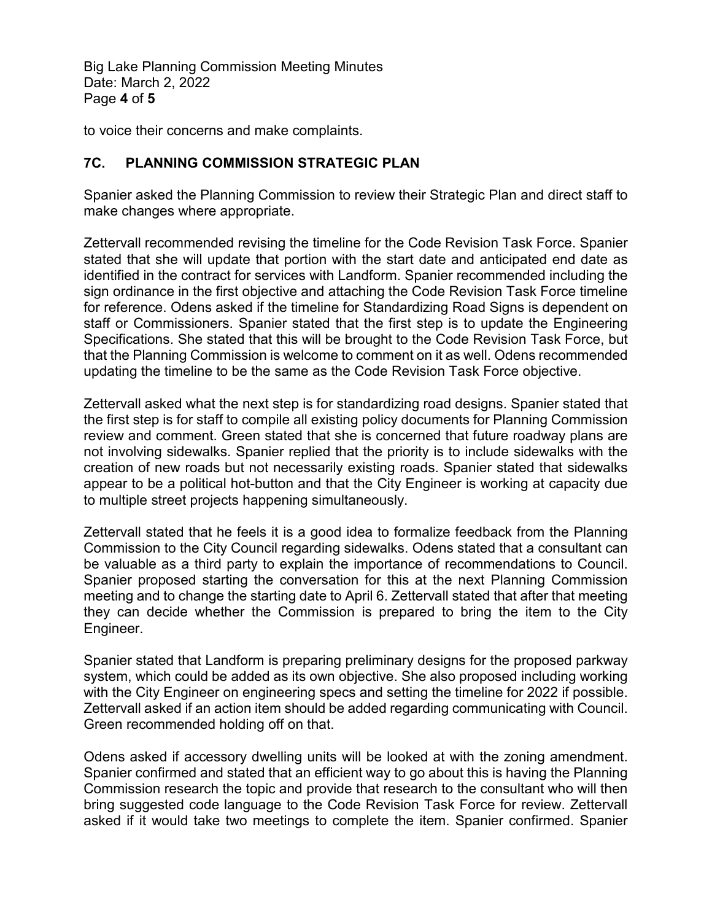to voice their concerns and make complaints.

## 7C. PLANNING COMMISSION STRATEGIC PLAN

Spanier asked the Planning Commission to review their Strategic Plan and direct staff to make changes where appropriate.

Zettervall recommended revising the timeline for the Code Revision Task Force. Spanier stated that she will update that portion with the start date and anticipated end date as identified in the contract for services with Landform. Spanier recommended including the sign ordinance in the first objective and attaching the Code Revision Task Force timeline for reference. Odens asked if the timeline for Standardizing Road Signs is dependent on staff or Commissioners. Spanier stated that the first step is to update the Engineering Specifications. She stated that this will be brought to the Code Revision Task Force, but that the Planning Commission is welcome to comment on it as well. Odens recommended updating the timeline to be the same as the Code Revision Task Force objective.

Zettervall asked what the next step is for standardizing road designs. Spanier stated that the first step is for staff to compile all existing policy documents for Planning Commission review and comment. Green stated that she is concerned that future roadway plans are not involving sidewalks. Spanier replied that the priority is to include sidewalks with the creation of new roads but not necessarily existing roads. Spanier stated that sidewalks appear to be a political hot-button and that the City Engineer is working at capacity due to multiple street projects happening simultaneously.

Zettervall stated that he feels it is a good idea to formalize feedback from the Planning Commission to the City Council regarding sidewalks. Odens stated that a consultant can be valuable as a third party to explain the importance of recommendations to Council. Spanier proposed starting the conversation for this at the next Planning Commission meeting and to change the starting date to April 6. Zettervall stated that after that meeting they can decide whether the Commission is prepared to bring the item to the City Engineer.

Spanier stated that Landform is preparing preliminary designs for the proposed parkway system, which could be added as its own objective. She also proposed including working with the City Engineer on engineering specs and setting the timeline for 2022 if possible. Zettervall asked if an action item should be added regarding communicating with Council. Green recommended holding off on that.

Odens asked if accessory dwelling units will be looked at with the zoning amendment. Spanier confirmed and stated that an efficient way to go about this is having the Planning Commission research the topic and provide that research to the consultant who will then bring suggested code language to the Code Revision Task Force for review. Zettervall asked if it would take two meetings to complete the item. Spanier confirmed. Spanier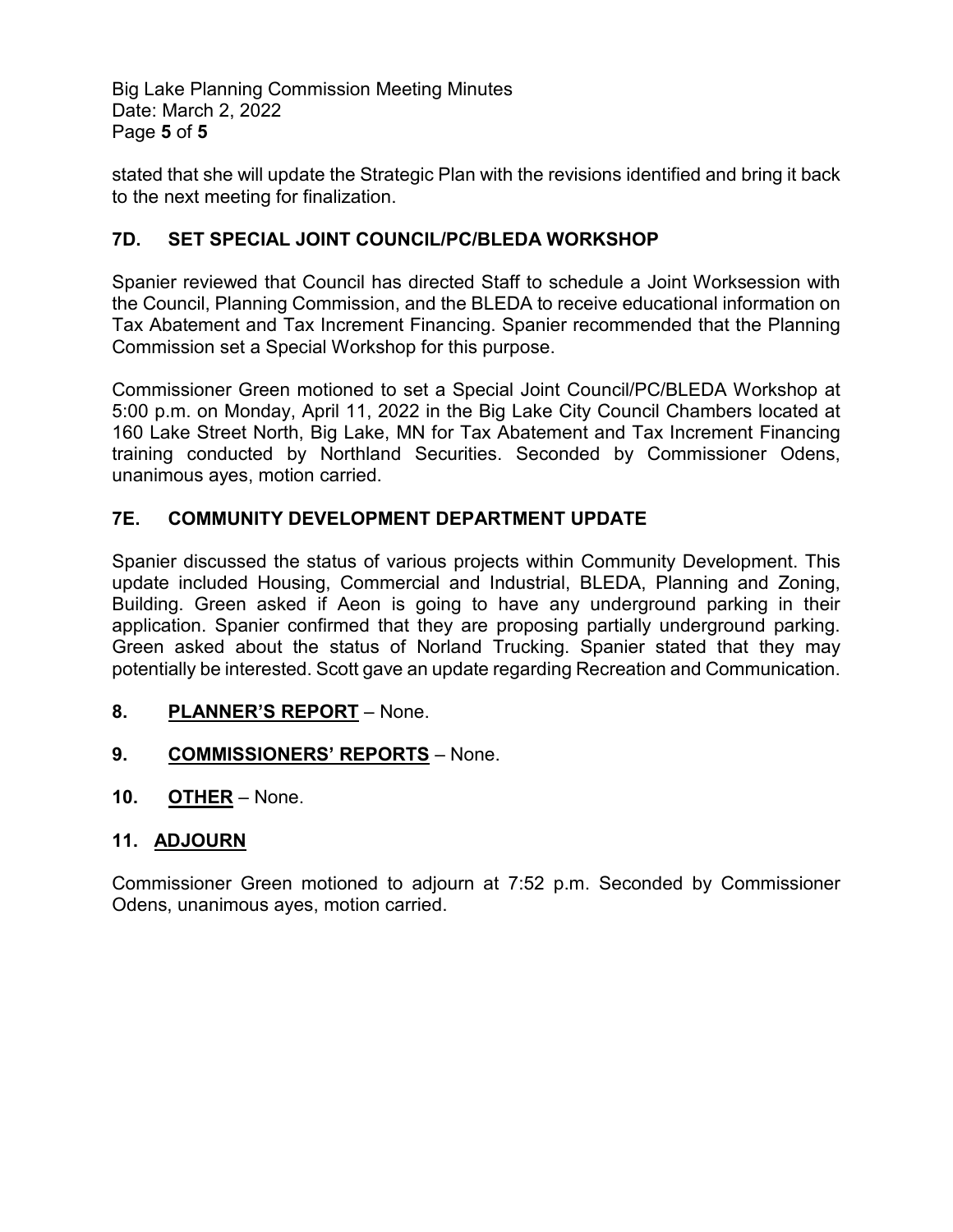stated that she will update the Strategic Plan with the revisions identified and bring it back to the next meeting for finalization.

## 7D. SET SPECIAL JOINT COUNCIL/PC/BLEDA WORKSHOP

Spanier reviewed that Council has directed Staff to schedule a Joint Worksession with the Council, Planning Commission, and the BLEDA to receive educational information on Tax Abatement and Tax Increment Financing. Spanier recommended that the Planning Commission set a Special Workshop for this purpose.

Commissioner Green motioned to set a Special Joint Council/PC/BLEDA Workshop at 5:00 p.m. on Monday, April 11, 2022 in the Big Lake City Council Chambers located at 160 Lake Street North, Big Lake, MN for Tax Abatement and Tax Increment Financing training conducted by Northland Securities. Seconded by Commissioner Odens, unanimous ayes, motion carried.

## 7E. COMMUNITY DEVELOPMENT DEPARTMENT UPDATE

Spanier discussed the status of various projects within Community Development. This update included Housing, Commercial and Industrial, BLEDA, Planning and Zoning, Building. Green asked if Aeon is going to have any underground parking in their application. Spanier confirmed that they are proposing partially underground parking. Green asked about the status of Norland Trucking. Spanier stated that they may potentially be interested. Scott gave an update regarding Recreation and Communication.

## 8. PLANNER'S REPORT – None.

## 9. COMMISSIONERS' REPORTS – None.

## 10. OTHER – None.

## 11. ADJOURN

Commissioner Green motioned to adjourn at 7:52 p.m. Seconded by Commissioner Odens, unanimous ayes, motion carried.